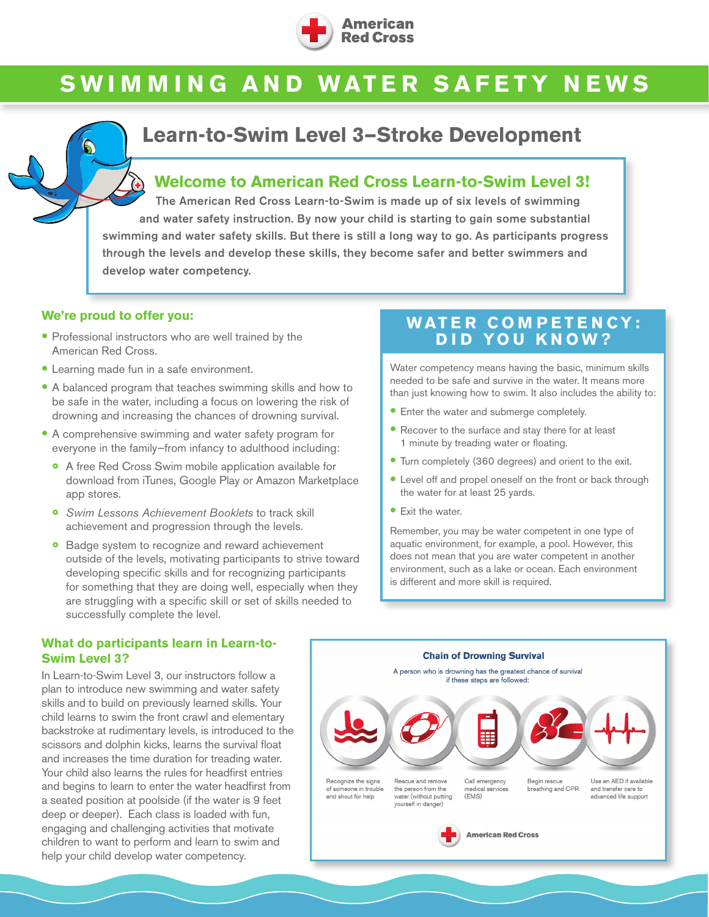American Red Cross

# SWIMMING AND WATER SAFETY NEWS

## Learn-to-Swim Level 3–Stroke Development

### Welcome to American Red Cross Learn-to-Swim Level 3!

The American Red Cross Learn-to-Swim is made up of six levels of swimming and water safety instruction. By now your child is starting to gain some substantial swimming and water safety skills. But there is still a long way to go. As participants progress through the levels and develop these skills, they become safer and better swimmers and develop water competency.

### We're proud to offer you:

- Professional instructors who are well trained by the American Red Cross.
- Learning made fun in a safe environment.
- A balanced program that teaches swimming skills and how to be safe in the water, including a focus on lowering the risk of drowning and increasing the chances of drowning survival.
- A comprehensive swimming and water safety program for everyone in the family–from infancy to adulthood including:
  - A free Red Cross Swim mobile application available for download from iTunes, Google Play or Amazon Marketplace app stores.
  - *Swim Lessons Achievement Booklets* to track skill achievement and progression through the levels.
  - Badge system to recognize and reward achievement outside of the levels, motivating participants to strive toward developing specific skills and for recognizing participants for something that they are doing well, especially when they are struggling with a specific skill or set of skills needed to successfully complete the level.

### What do participants learn in Learn-to-Swim Level 3?

In Learn-to-Swim Level 3, our instructors follow a plan to introduce new swimming and water safety skills and to build on previously learned skills. Your child learns to swim the front crawl and elementary backstroke at rudimentary levels, is introduced to the scissors and dolphin kicks, learns the survival float and increases the time duration for treading water. Your child also learns the rules for headfirst entries and begins to learn to enter the water headfirst from a seated position at poolside (if the water is 9 feet deep or deeper). Each class is loaded with fun, engaging and challenging activities that motivate children to want to perform and learn to swim and help your child develop water competency.

### WATER COMPETENCY: DID YOU KNOW?

Water competency means having the basic, minimum skills needed to be safe and survive in the water. It means more than just knowing how to swim. It also includes the ability to:

- Enter the water and submerge completely.
- Recover to the surface and stay there for at least 1 minute by treading water or floating.
- Turn completely (360 degrees) and orient to the exit.
- Level off and propel oneself on the front or back through the water for at least 25 yards.
- Exit the water.

Remember, you may be water competent in one type of aquatic environment, for example, a pool. However, this does not mean that you are water competent in another environment, such as a lake or ocean. Each environment is different and more skill is required.

### Chain of Drowning Survival

A person who is drowning has the greatest chance of survival if these steps are followed:

1. Recognize the signs of someone in trouble and shout for help
2. Rescue and remove the person from the water (without putting yourself in danger)
3. Call emergency medical services (EMS)
4. Begin rescue breathing and CPR
5. Use an AED if available and transfer care to advanced life support

American Red Cross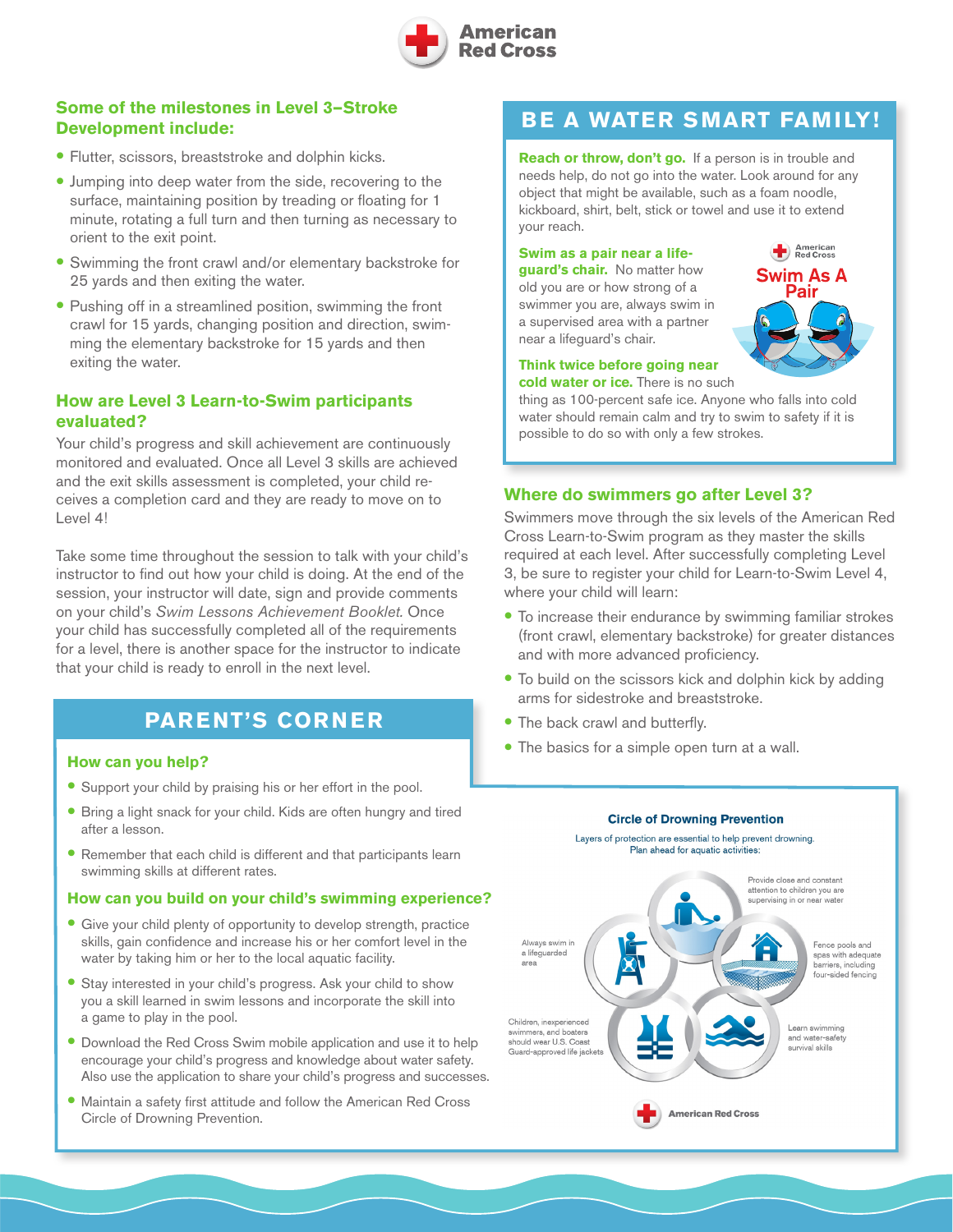## Some of the milestones in Level 3–Stroke Development include:

- Flutter, scissors, breaststroke and dolphin kicks.
- Jumping into deep water from the side, recovering to the surface, maintaining position by treading or floating for 1 minute, rotating a full turn and then turning as necessary to orient to the exit point.
- Swimming the front crawl and/or elementary backstroke for 25 yards and then exiting the water.
- Pushing off in a streamlined position, swimming the front crawl for 15 yards, changing position and direction, swimming the elementary backstroke for 15 yards and then exiting the water.

## How are Level 3 Learn-to-Swim participants evaluated?

Your child's progress and skill achievement are continuously monitored and evaluated. Once all Level 3 skills are achieved and the exit skills assessment is completed, your child receives a completion card and they are ready to move on to Level 4!

Take some time throughout the session to talk with your child's instructor to find out how your child is doing. At the end of the session, your instructor will date, sign and provide comments on your child's *Swim Lessons Achievement Booklet*. Once your child has successfully completed all of the requirements for a level, there is another space for the instructor to indicate that your child is ready to enroll in the next level.

# PARENT'S CORNER

### How can you help?

- Support your child by praising his or her effort in the pool.
- Bring a light snack for your child. Kids are often hungry and tired after a lesson.
- Remember that each child is different and that participants learn swimming skills at different rates.

### How can you build on your child's swimming experience?

- Give your child plenty of opportunity to develop strength, practice skills, gain confidence and increase his or her comfort level in the water by taking him or her to the local aquatic facility.
- Stay interested in your child's progress. Ask your child to show you a skill learned in swim lessons and incorporate the skill into a game to play in the pool.
- Download the Red Cross Swim mobile application and use it to help encourage your child's progress and knowledge about water safety. Also use the application to share your child's progress and successes.
- Maintain a safety first attitude and follow the American Red Cross Circle of Drowning Prevention.

# BE A WATER SMART FAMILY!

**Reach or throw, don't go.** If a person is in trouble and needs help, do not go into the water. Look around for any object that might be available, such as a foam noodle, kickboard, shirt, belt, stick or towel and use it to extend your reach.

**Swim as a pair near a lifeguard's chair.** No matter how old you are or how strong of a swimmer you are, always swim in a supervised area with a partner near a lifeguard's chair.

American Red Cross
Swim As A Pair

**Think twice before going near cold water or ice.** There is no such thing as 100-percent safe ice. Anyone who falls into cold water should remain calm and try to swim to safety if it is possible to do so with only a few strokes.

## Where do swimmers go after Level 3?

Swimmers move through the six levels of the American Red Cross Learn-to-Swim program as they master the skills required at each level. After successfully completing Level 3, be sure to register your child for Learn-to-Swim Level 4, where your child will learn:

- To increase their endurance by swimming familiar strokes (front crawl, elementary backstroke) for greater distances and with more advanced proficiency.
- To build on the scissors kick and dolphin kick by adding arms for sidestroke and breaststroke.
- The back crawl and butterfly.
- The basics for a simple open turn at a wall.

### Circle of Drowning Prevention

Layers of protection are essential to help prevent drowning. Plan ahead for aquatic activities:

Provide close and constant attention to children you are supervising in or near water

Fence pools and spas with adequate barriers, including four-sided fencing

Learn swimming and water-safety survival skills

Children, inexperienced swimmers, and boaters should wear U.S. Coast Guard-approved life jackets

Always swim in a lifeguarded area

American Red Cross